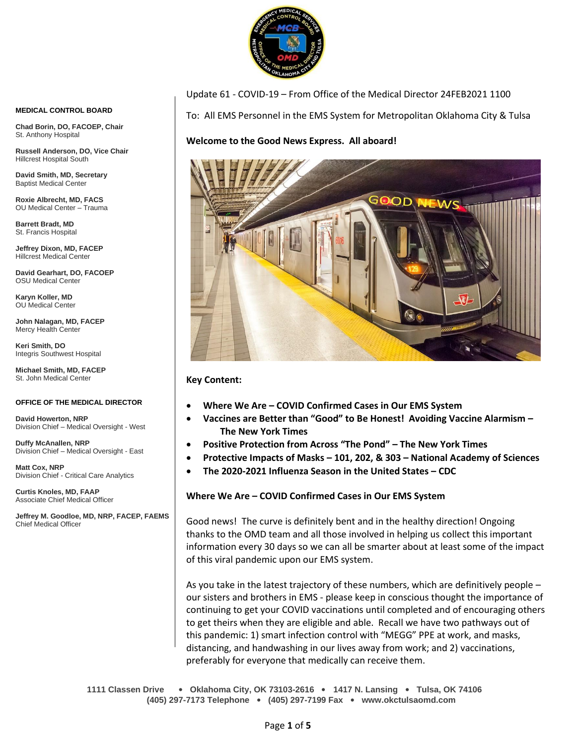Update 61 - COVID-19 – From Office of the Medical Director 24FEB2021 1100

To: All EMS Personnel in the EMS System for Metropolitan Oklahoma City & Tulsa

**MEDICAL CONTROL BOARD**

**Chad Borin, DO, FACOEP, Chair**
St. Anthony Hospital

**Russell Anderson, DO, Vice Chair**
Hillcrest Hospital South

**David Smith, MD, Secretary**
Baptist Medical Center

**Roxie Albrecht, MD, FACS**
OU Medical Center – Trauma

**Barrett Bradt, MD**
St. Francis Hospital

**Jeffrey Dixon, MD, FACEP**
Hillcrest Medical Center

**David Gearhart, DO, FACOEP**
OSU Medical Center

**Karyn Koller, MD**
OU Medical Center

**John Nalagan, MD, FACEP**
Mercy Health Center

**Keri Smith, DO**
Integris Southwest Hospital

**Michael Smith, MD, FACEP**
St. John Medical Center

**OFFICE OF THE MEDICAL DIRECTOR**

**David Howerton, NRP**
Division Chief – Medical Oversight - West

**Duffy McAnallen, NRP**
Division Chief – Medical Oversight - East

**Matt Cox, NRP**
Division Chief - Critical Care Analytics

**Curtis Knoles, MD, FAAP**
Associate Chief Medical Officer

**Jeffrey M. Goodloe, MD, NRP, FACEP, FAEMS**
Chief Medical Officer

**Welcome to the Good News Express. All aboard!**

**Key Content:**

- **Where We Are – COVID Confirmed Cases in Our EMS System**
- **Vaccines are Better than "Good" to Be Honest! Avoiding Vaccine Alarmism – The New York Times**
- **Positive Protection from Across "The Pond" – The New York Times**
- **Protective Impacts of Masks – 101, 202, & 303 – National Academy of Sciences**
- **The 2020-2021 Influenza Season in the United States – CDC**

## Where We Are – COVID Confirmed Cases in Our EMS System

Good news! The curve is definitely bent and in the healthy direction! Ongoing thanks to the OMD team and all those involved in helping us collect this important information every 30 days so we can all be smarter about at least some of the impact of this viral pandemic upon our EMS system.

As you take in the latest trajectory of these numbers, which are definitively people – our sisters and brothers in EMS - please keep in conscious thought the importance of continuing to get your COVID vaccinations until completed and of encouraging others to get theirs when they are eligible and able. Recall we have two pathways out of this pandemic: 1) smart infection control with "MEGG" PPE at work, and masks, distancing, and handwashing in our lives away from work; and 2) vaccinations, preferably for everyone that medically can receive them.

1111 Classen Drive • Oklahoma City, OK 73103-2616 • 1417 N. Lansing • Tulsa, OK 74106
(405) 297-7173 Telephone • (405) 297-7199 Fax • www.okctulsaomd.com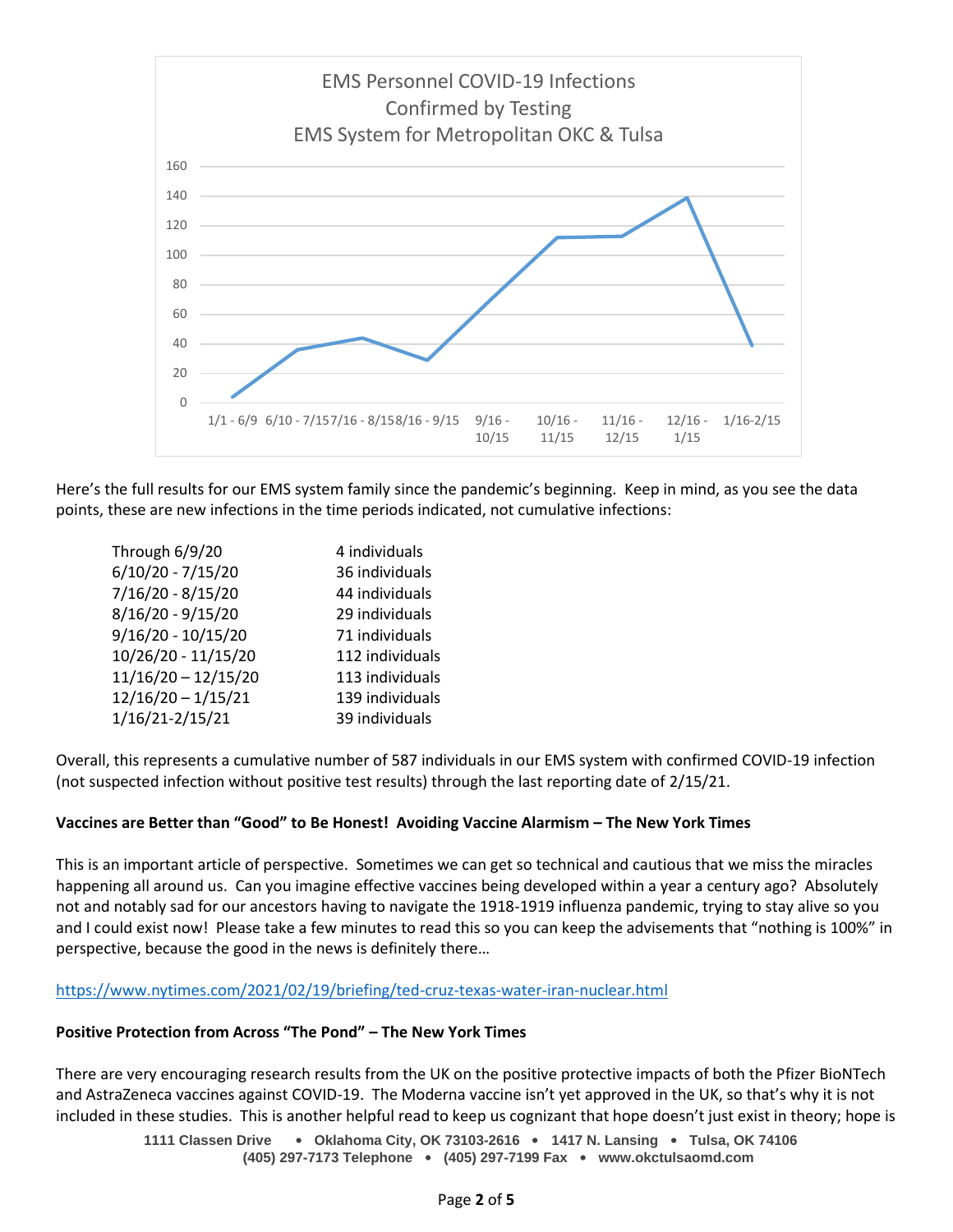EMS Personnel COVID-19 Infections Confirmed by Testing
EMS System for Metropolitan OKC & Tulsa

Here's the full results for our EMS system family since the pandemic's beginning. Keep in mind, as you see the data points, these are new infections in the time periods indicated, not cumulative infections:

| | |
|---|---|
| Through 6/9/20 | 4 individuals |
| 6/10/20 - 7/15/20 | 36 individuals |
| 7/16/20 - 8/15/20 | 44 individuals |
| 8/16/20 - 9/15/20 | 29 individuals |
| 9/16/20 - 10/15/20 | 71 individuals |
| 10/26/20 - 11/15/20 | 112 individuals |
| 11/16/20 – 12/15/20 | 113 individuals |
| 12/16/20 – 1/15/21 | 139 individuals |
| 1/16/21-2/15/21 | 39 individuals |

Overall, this represents a cumulative number of 587 individuals in our EMS system with confirmed COVID-19 infection (not suspected infection without positive test results) through the last reporting date of 2/15/21.

**Vaccines are Better than "Good" to Be Honest! Avoiding Vaccine Alarmism – The New York Times**

This is an important article of perspective. Sometimes we can get so technical and cautious that we miss the miracles happening all around us. Can you imagine effective vaccines being developed within a year a century ago? Absolutely not and notably sad for our ancestors having to navigate the 1918-1919 influenza pandemic, trying to stay alive so you and I could exist now! Please take a few minutes to read this so you can keep the advisements that "nothing is 100%" in perspective, because the good in the news is definitely there…

https://www.nytimes.com/2021/02/19/briefing/ted-cruz-texas-water-iran-nuclear.html

**Positive Protection from Across "The Pond" – The New York Times**

There are very encouraging research results from the UK on the positive protective impacts of both the Pfizer BioNTech and AstraZeneca vaccines against COVID-19. The Moderna vaccine isn't yet approved in the UK, so that's why it is not included in these studies. This is another helpful read to keep us cognizant that hope doesn't just exist in theory; hope is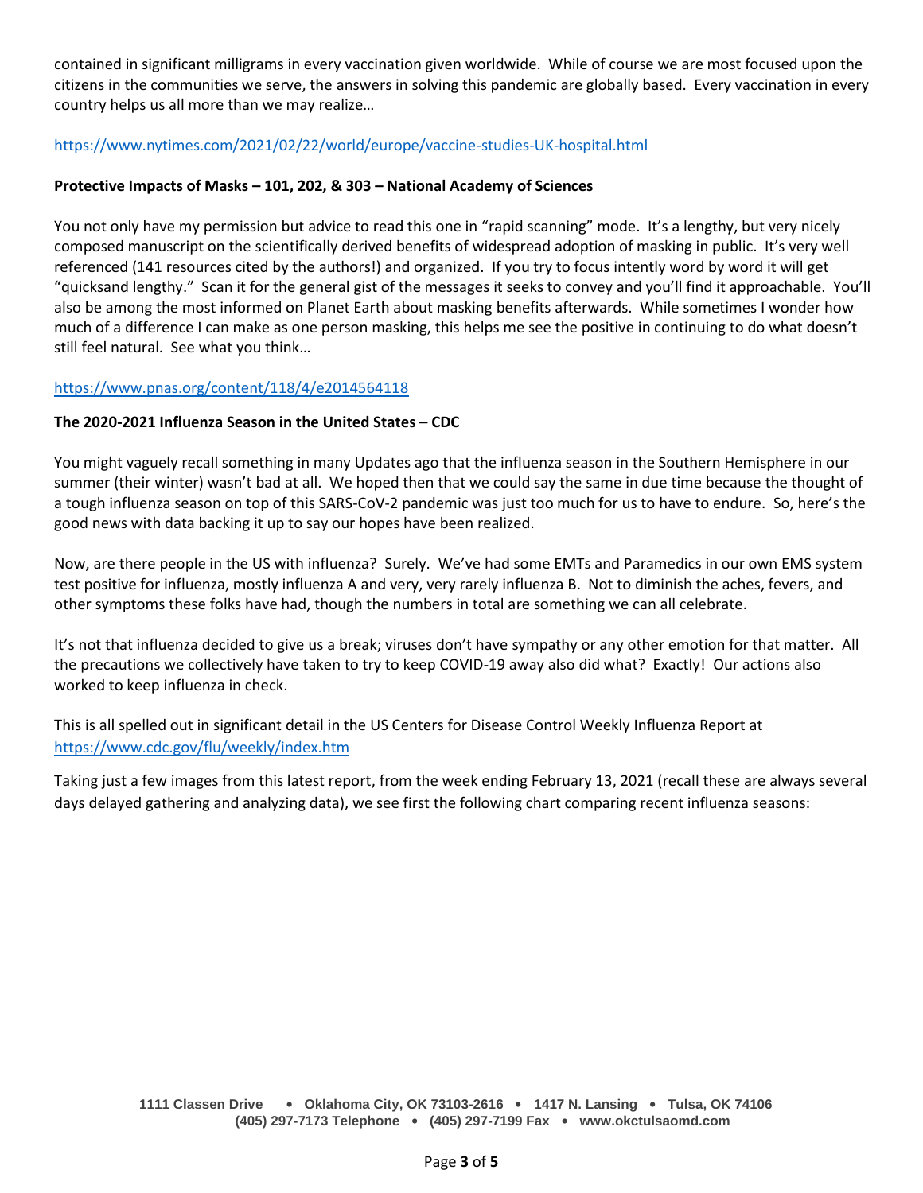contained in significant milligrams in every vaccination given worldwide. While of course we are most focused upon the citizens in the communities we serve, the answers in solving this pandemic are globally based. Every vaccination in every country helps us all more than we may realize…

https://www.nytimes.com/2021/02/22/world/europe/vaccine-studies-UK-hospital.html

**Protective Impacts of Masks – 101, 202, & 303 – National Academy of Sciences**

You not only have my permission but advice to read this one in "rapid scanning" mode. It's a lengthy, but very nicely composed manuscript on the scientifically derived benefits of widespread adoption of masking in public. It's very well referenced (141 resources cited by the authors!) and organized. If you try to focus intently word by word it will get "quicksand lengthy." Scan it for the general gist of the messages it seeks to convey and you'll find it approachable. You'll also be among the most informed on Planet Earth about masking benefits afterwards. While sometimes I wonder how much of a difference I can make as one person masking, this helps me see the positive in continuing to do what doesn't still feel natural. See what you think…

https://www.pnas.org/content/118/4/e2014564118

**The 2020-2021 Influenza Season in the United States – CDC**

You might vaguely recall something in many Updates ago that the influenza season in the Southern Hemisphere in our summer (their winter) wasn't bad at all. We hoped then that we could say the same in due time because the thought of a tough influenza season on top of this SARS-CoV-2 pandemic was just too much for us to have to endure. So, here's the good news with data backing it up to say our hopes have been realized.

Now, are there people in the US with influenza? Surely. We've had some EMTs and Paramedics in our own EMS system test positive for influenza, mostly influenza A and very, very rarely influenza B. Not to diminish the aches, fevers, and other symptoms these folks have had, though the numbers in total are something we can all celebrate.

It's not that influenza decided to give us a break; viruses don't have sympathy or any other emotion for that matter. All the precautions we collectively have taken to try to keep COVID-19 away also did what? Exactly! Our actions also worked to keep influenza in check.

This is all spelled out in significant detail in the US Centers for Disease Control Weekly Influenza Report at https://www.cdc.gov/flu/weekly/index.htm

Taking just a few images from this latest report, from the week ending February 13, 2021 (recall these are always several days delayed gathering and analyzing data), we see first the following chart comparing recent influenza seasons: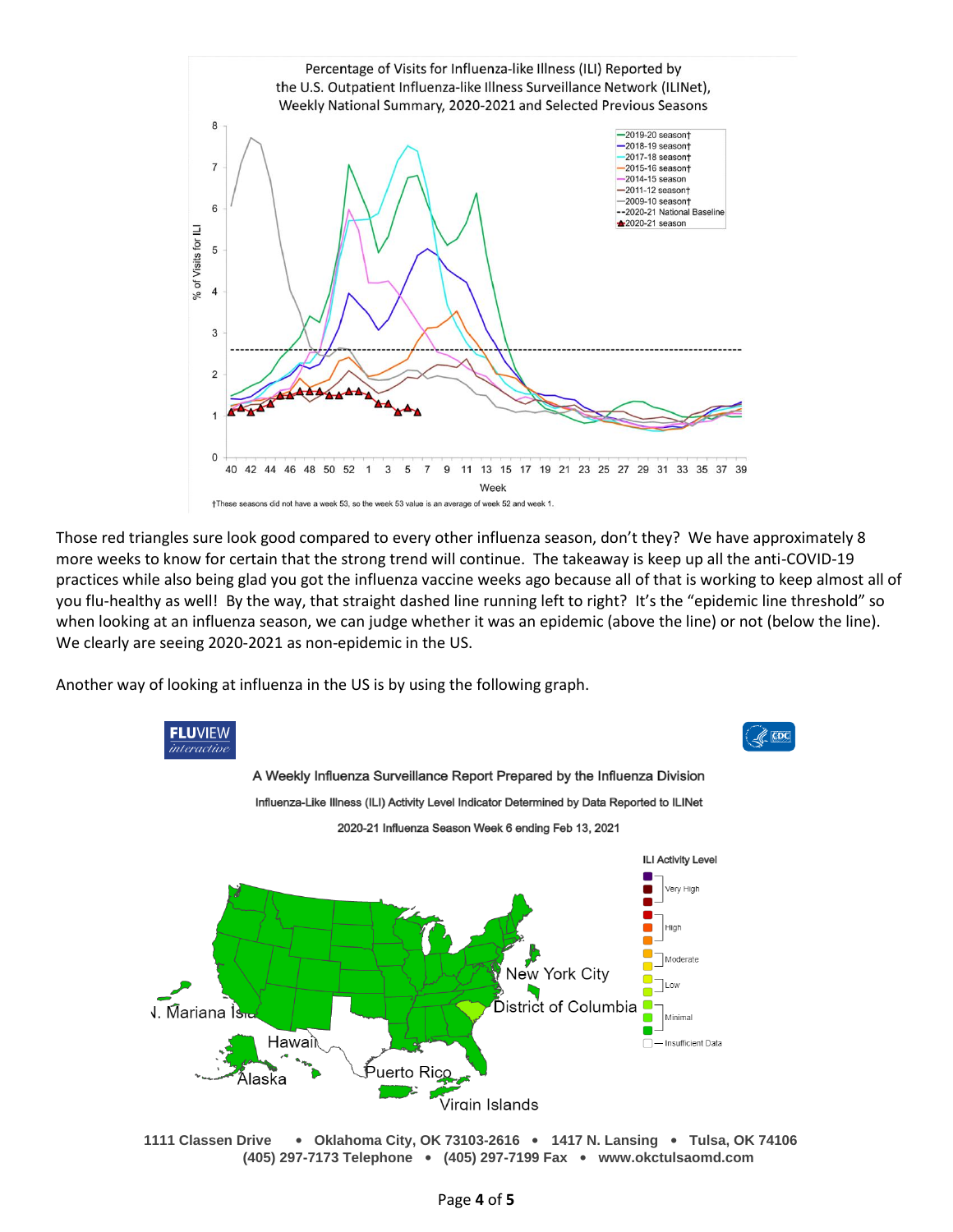Percentage of Visits for Influenza-like Illness (ILI) Reported by the U.S. Outpatient Influenza-like Illness Surveillance Network (ILINet), Weekly National Summary, 2020-2021 and Selected Previous Seasons

†These seasons did not have a week 53, so the week 53 value is an average of week 52 and week 1.

Those red triangles sure look good compared to every other influenza season, don't they? We have approximately 8 more weeks to know for certain that the strong trend will continue. The takeaway is keep up all the anti-COVID-19 practices while also being glad you got the influenza vaccine weeks ago because all of that is working to keep almost all of you flu-healthy as well! By the way, that straight dashed line running left to right? It's the "epidemic line threshold" so when looking at an influenza season, we can judge whether it was an epidemic (above the line) or not (below the line). We clearly are seeing 2020-2021 as non-epidemic in the US.

Another way of looking at influenza in the US is by using the following graph.

FLUVIEW *interactive*

A Weekly Influenza Surveillance Report Prepared by the Influenza Division

Influenza-Like Illness (ILI) Activity Level Indicator Determined by Data Reported to ILINet

2020-21 Influenza Season Week 6 ending Feb 13, 2021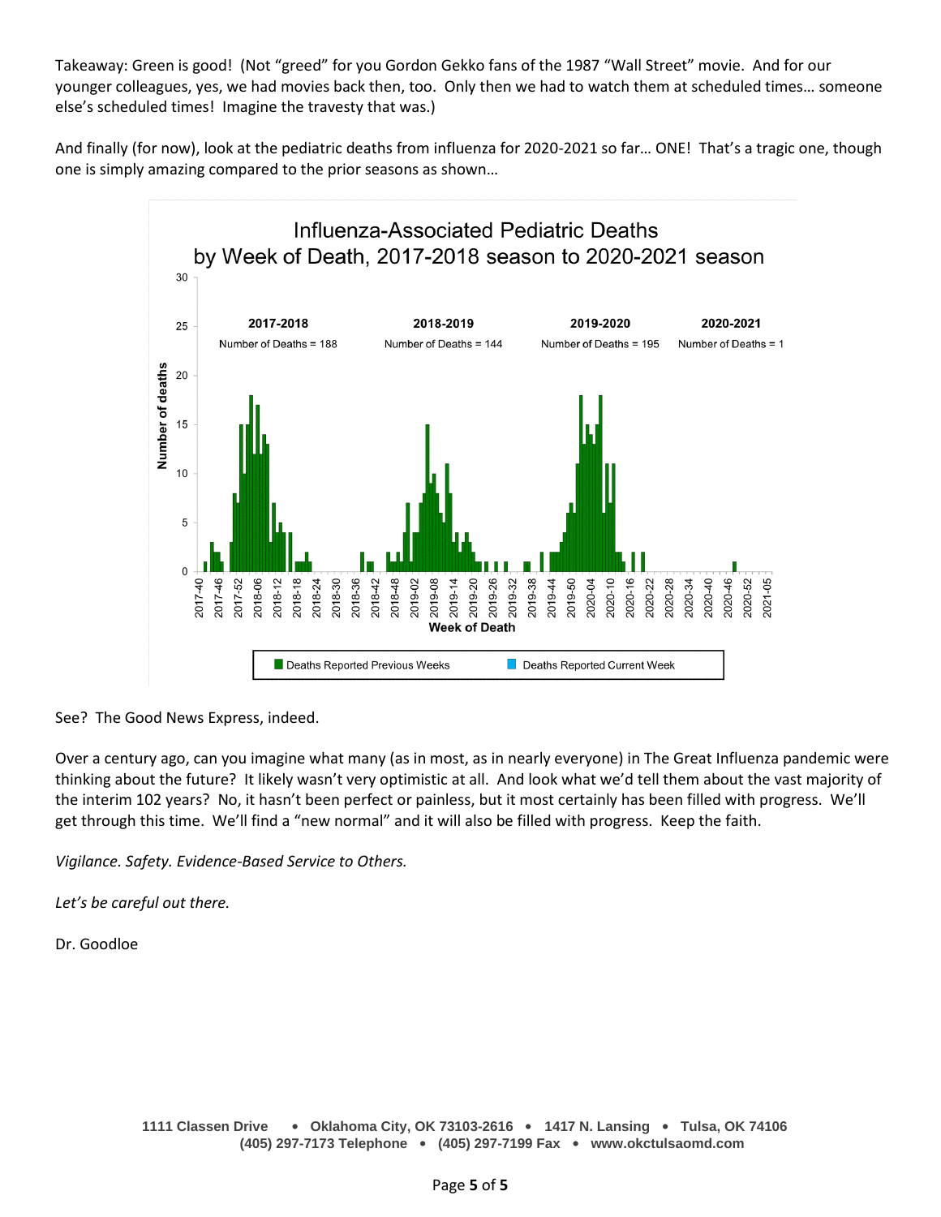Takeaway: Green is good! (Not "greed" for you Gordon Gekko fans of the 1987 "Wall Street" movie. And for our younger colleagues, yes, we had movies back then, too. Only then we had to watch them at scheduled times… someone else's scheduled times! Imagine the travesty that was.)

And finally (for now), look at the pediatric deaths from influenza for 2020-2021 so far… ONE! That's a tragic one, though one is simply amazing compared to the prior seasons as shown…

Influenza-Associated Pediatric Deaths
by Week of Death, 2017-2018 season to 2020-2021 season

2017-2018
Number of Deaths = 188

2018-2019
Number of Deaths = 144

2019-2020
Number of Deaths = 195

2020-2021
Number of Deaths = 1

Number of deaths

0
5
10
15
20
25
30

Week of Death

2017-40, 2017-46, 2017-52, 2018-06, 2018-12, 2018-18, 2018-24, 2018-30, 2018-36, 2018-42, 2018-48, 2019-02, 2019-08, 2019-14, 2019-20, 2019-26, 2019-32, 2019-38, 2019-44, 2019-50, 2020-04, 2020-10, 2020-16, 2020-22, 2020-28, 2020-34, 2020-40, 2020-46, 2020-52, 2021-05

Deaths Reported Previous Weeks
Deaths Reported Current Week

See? The Good News Express, indeed.

Over a century ago, can you imagine what many (as in most, as in nearly everyone) in The Great Influenza pandemic were thinking about the future? It likely wasn't very optimistic at all. And look what we'd tell them about the vast majority of the interim 102 years? No, it hasn't been perfect or painless, but it most certainly has been filled with progress. We'll get through this time. We'll find a "new normal" and it will also be filled with progress. Keep the faith.

*Vigilance. Safety. Evidence-Based Service to Others.*

*Let's be careful out there.*

Dr. Goodloe

**1111 Classen Drive • Oklahoma City, OK 73103-2616 • 1417 N. Lansing • Tulsa, OK 74106**
**(405) 297-7173 Telephone • (405) 297-7199 Fax • www.okctulsaomd.com**